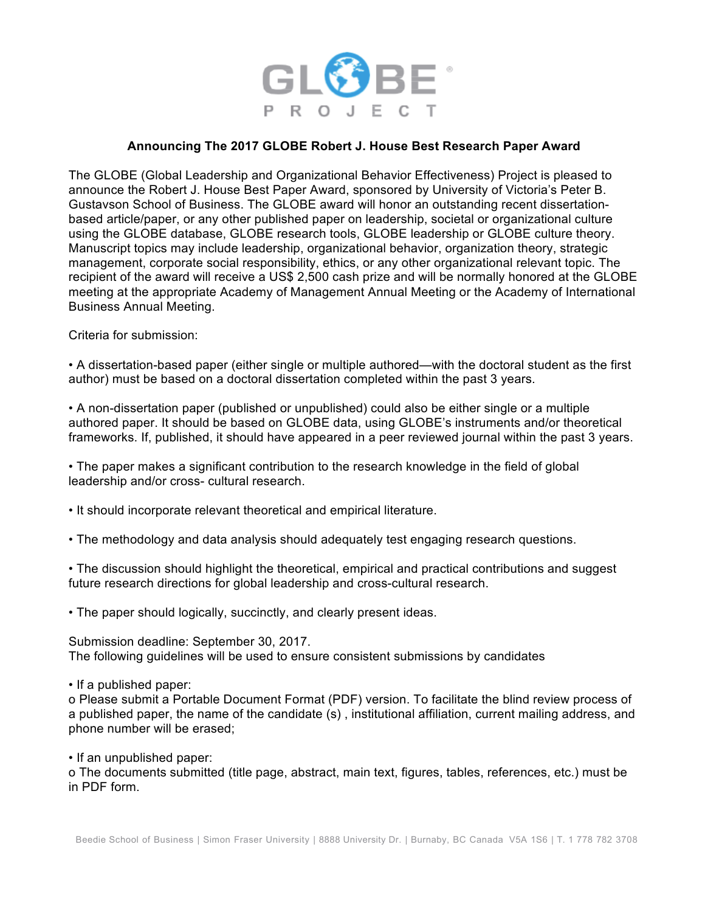### Announcing The 2017 GLOBE Robert J. House Best Research Paper Award

The GLOBE (Global Leadership and Organizational Behavior Effectiveness) Project is pleased to announce the Robert J. House Best Paper Award, sponsored by University of Victoria's Peter B. Gustavson School of Business. The GLOBE award will honor an outstanding recent dissertation-based article/paper, or any other published paper on leadership, societal or organizational culture using the GLOBE database, GLOBE research tools, GLOBE leadership or GLOBE culture theory. Manuscript topics may include leadership, organizational behavior, organization theory, strategic management, corporate social responsibility, ethics, or any other organizational relevant topic. The recipient of the award will receive a US$ 2,500 cash prize and will be normally honored at the GLOBE meeting at the appropriate Academy of Management Annual Meeting or the Academy of International Business Annual Meeting.

Criteria for submission:

• A dissertation-based paper (either single or multiple authored—with the doctoral student as the first author) must be based on a doctoral dissertation completed within the past 3 years.

• A non-dissertation paper (published or unpublished) could also be either single or a multiple authored paper. It should be based on GLOBE data, using GLOBE's instruments and/or theoretical frameworks. If, published, it should have appeared in a peer reviewed journal within the past 3 years.

• The paper makes a significant contribution to the research knowledge in the field of global leadership and/or cross- cultural research.

• It should incorporate relevant theoretical and empirical literature.

• The methodology and data analysis should adequately test engaging research questions.

• The discussion should highlight the theoretical, empirical and practical contributions and suggest future research directions for global leadership and cross-cultural research.

• The paper should logically, succinctly, and clearly present ideas.

Submission deadline: September 30, 2017.
The following guidelines will be used to ensure consistent submissions by candidates

• If a published paper:
o Please submit a Portable Document Format (PDF) version. To facilitate the blind review process of a published paper, the name of the candidate (s) , institutional affiliation, current mailing address, and phone number will be erased;

• If an unpublished paper:
o The documents submitted (title page, abstract, main text, figures, tables, references, etc.) must be in PDF form.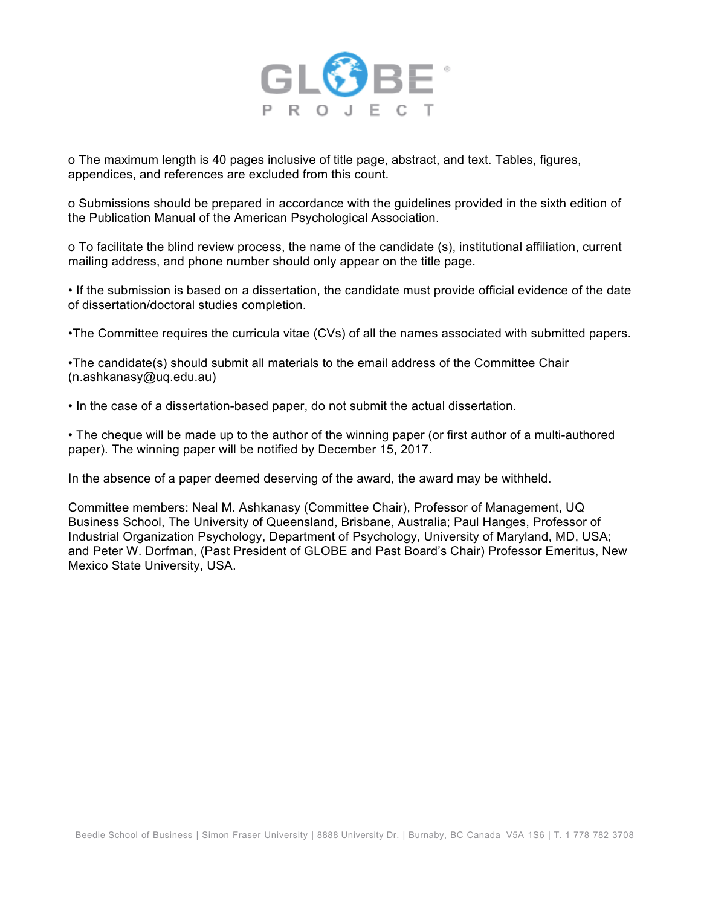- The maximum length is 40 pages inclusive of title page, abstract, and text. Tables, figures, appendices, and references are excluded from this count.

- Submissions should be prepared in accordance with the guidelines provided in the sixth edition of the Publication Manual of the American Psychological Association.

- To facilitate the blind review process, the name of the candidate (s), institutional affiliation, current mailing address, and phone number should only appear on the title page.

• If the submission is based on a dissertation, the candidate must provide official evidence of the date of dissertation/doctoral studies completion.

• The Committee requires the curricula vitae (CVs) of all the names associated with submitted papers.

• The candidate(s) should submit all materials to the email address of the Committee Chair (n.ashkanasy@uq.edu.au)

• In the case of a dissertation-based paper, do not submit the actual dissertation.

• The cheque will be made up to the author of the winning paper (or first author of a multi-authored paper). The winning paper will be notified by December 15, 2017.

In the absence of a paper deemed deserving of the award, the award may be withheld.

Committee members: Neal M. Ashkanasy (Committee Chair), Professor of Management, UQ Business School, The University of Queensland, Brisbane, Australia; Paul Hanges, Professor of Industrial Organization Psychology, Department of Psychology, University of Maryland, MD, USA; and Peter W. Dorfman, (Past President of GLOBE and Past Board's Chair) Professor Emeritus, New Mexico State University, USA.